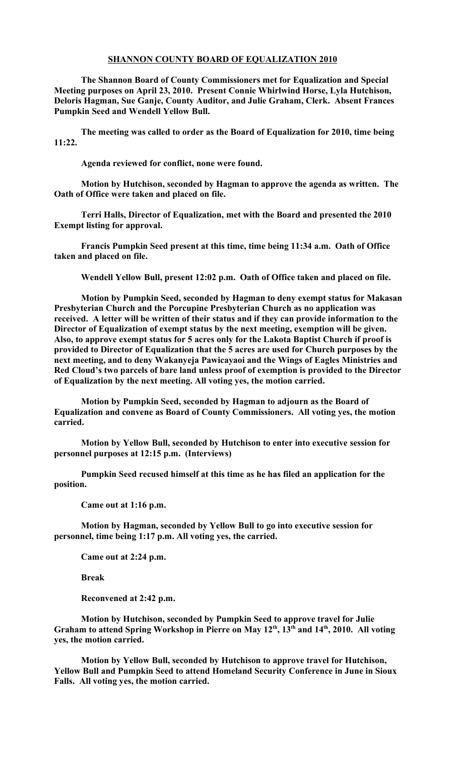**SHANNON COUNTY BOARD OF EQUALIZATION 2010**

**The Shannon Board of County Commissioners met for Equalization and Special Meeting purposes on April 23, 2010. Present Connie Whirlwind Horse, Lyla Hutchison, Deloris Hagman, Sue Ganje, County Auditor, and Julie Graham, Clerk. Absent Frances Pumpkin Seed and Wendell Yellow Bull.**

**The meeting was called to order as the Board of Equalization for 2010, time being 11:22.**

**Agenda reviewed for conflict, none were found.**

**Motion by Hutchison, seconded by Hagman to approve the agenda as written. The Oath of Office were taken and placed on file.**

**Terri Halls, Director of Equalization, met with the Board and presented the 2010 Exempt listing for approval.**

**Francis Pumpkin Seed present at this time, time being 11:34 a.m. Oath of Office taken and placed on file.**

**Wendell Yellow Bull, present 12:02 p.m. Oath of Office taken and placed on file.**

**Motion by Pumpkin Seed, seconded by Hagman to deny exempt status for Makasan Presbyterian Church and the Porcupine Presbyterian Church as no application was received. A letter will be written of their status and if they can provide information to the Director of Equalization of exempt status by the next meeting, exemption will be given. Also, to approve exempt status for 5 acres only for the Lakota Baptist Church if proof is provided to Director of Equalization that the 5 acres are used for Church purposes by the next meeting, and to deny Wakanyeja Pawicayaoi and the Wings of Eagles Ministries and Red Cloud's two parcels of bare land unless proof of exemption is provided to the Director of Equalization by the next meeting. All voting yes, the motion carried.**

**Motion by Pumpkin Seed, seconded by Hagman to adjourn as the Board of Equalization and convene as Board of County Commissioners. All voting yes, the motion carried.**

**Motion by Yellow Bull, seconded by Hutchison to enter into executive session for personnel purposes at 12:15 p.m. (Interviews)**

**Pumpkin Seed recused himself at this time as he has filed an application for the position.**

**Came out at 1:16 p.m.**

**Motion by Hagman, seconded by Yellow Bull to go into executive session for personnel, time being 1:17 p.m. All voting yes, the carried.**

**Came out at 2:24 p.m.**

**Break**

**Reconvened at 2:42 p.m.**

**Motion by Hutchison, seconded by Pumpkin Seed to approve travel for Julie Graham to attend Spring Workshop in Pierre on May 12th, 13th and 14th, 2010. All voting yes, the motion carried.**

**Motion by Yellow Bull, seconded by Hutchison to approve travel for Hutchison, Yellow Bull and Pumpkin Seed to attend Homeland Security Conference in June in Sioux Falls. All voting yes, the motion carried.**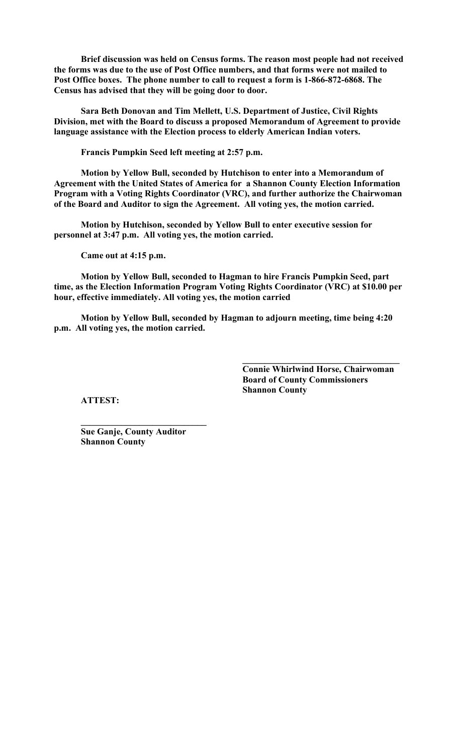**Brief discussion was held on Census forms. The reason most people had not received the forms was due to the use of Post Office numbers, and that forms were not mailed to Post Office boxes. The phone number to call to request a form is 1-866-872-6868. The Census has advised that they will be going door to door.**

**Sara Beth Donovan and Tim Mellett, U.S. Department of Justice, Civil Rights Division, met with the Board to discuss a proposed Memorandum of Agreement to provide language assistance with the Election process to elderly American Indian voters.**

**Francis Pumpkin Seed left meeting at 2:57 p.m.**

**Motion by Yellow Bull, seconded by Hutchison to enter into a Memorandum of Agreement with the United States of America for a Shannon County Election Information Program with a Voting Rights Coordinator (VRC), and further authorize the Chairwoman of the Board and Auditor to sign the Agreement. All voting yes, the motion carried.**

**Motion by Hutchison, seconded by Yellow Bull to enter executive session for personnel at 3:47 p.m. All voting yes, the motion carried.**

**Came out at 4:15 p.m.**

**Motion by Yellow Bull, seconded to Hagman to hire Francis Pumpkin Seed, part time, as the Election Information Program Voting Rights Coordinator (VRC) at $10.00 per hour, effective immediately. All voting yes, the motion carried**

**Motion by Yellow Bull, seconded by Hagman to adjourn meeting, time being 4:20 p.m. All voting yes, the motion carried.**

\_\_\_\_\_\_\_\_\_\_\_\_\_\_\_\_\_\_\_\_\_\_\_\_\_\_\_\_\_\_\_\_\_\_\_

**Connie Whirlwind Horse, Chairwoman**
**Board of County Commissioners**
**Shannon County**

**ATTEST:**

\_\_\_\_\_\_\_\_\_\_\_\_\_\_\_\_\_\_\_\_\_\_\_\_\_\_\_\_\_\_

**Sue Ganje, County Auditor**
**Shannon County**